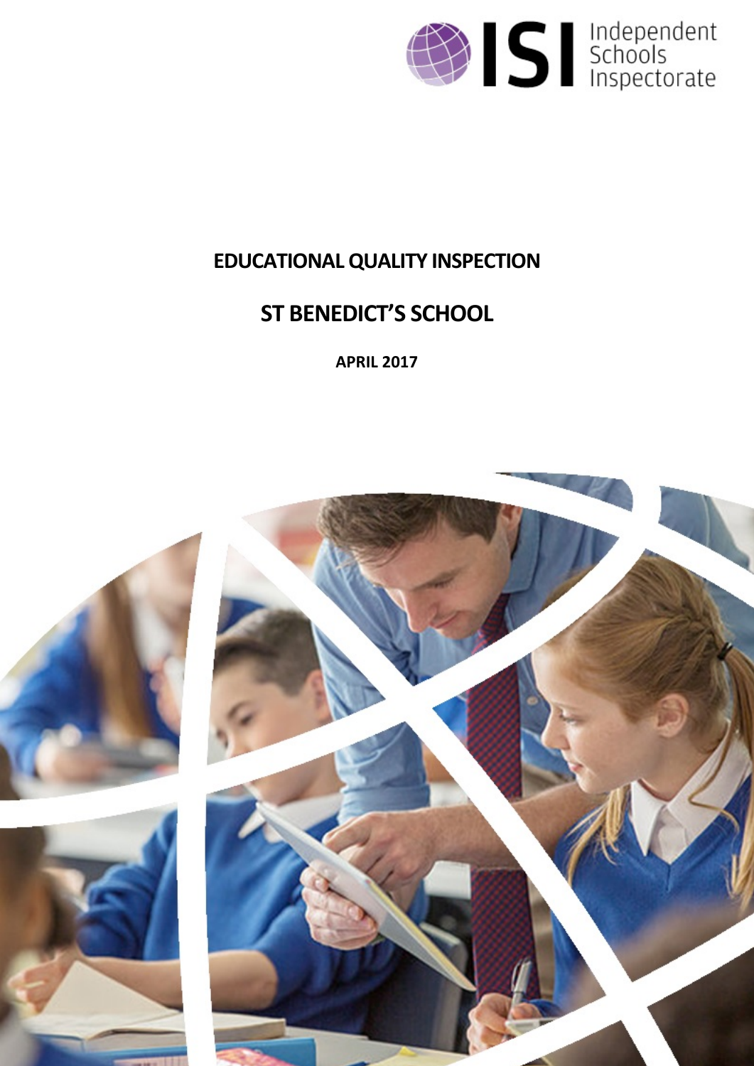# EDUCATIONAL QUALITY INSPECTION

## ST BENEDICT'S SCHOOL

**APRIL 2017**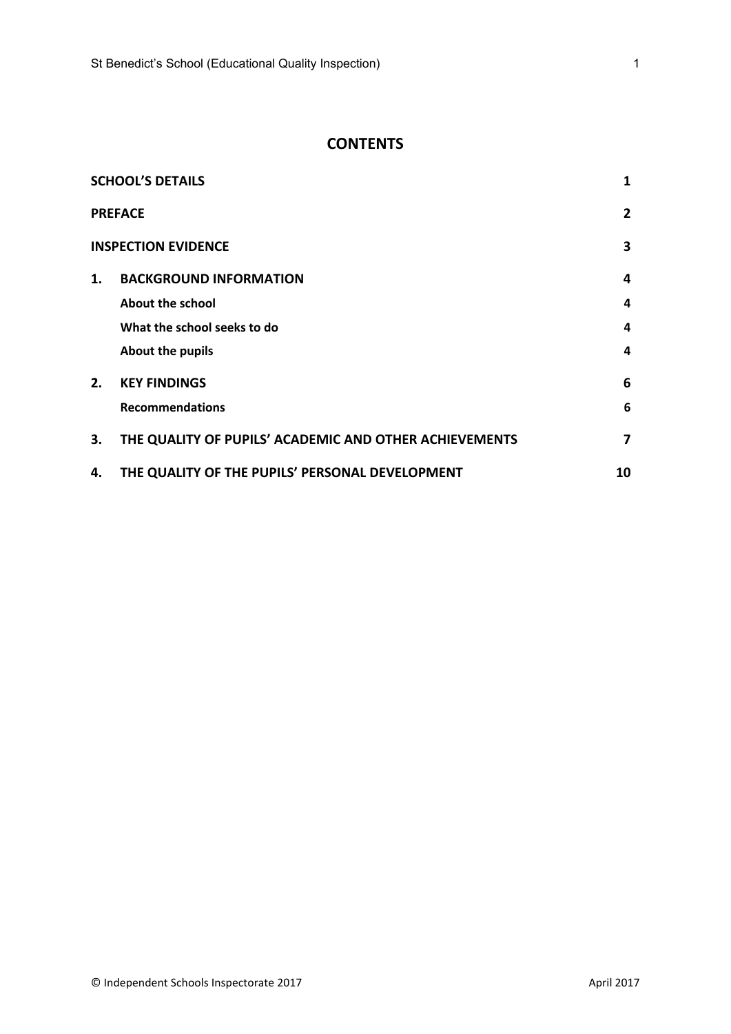## CONTENTS

| | | |
|---|---|---|
| **SCHOOL'S DETAILS** | | **1** |
| **PREFACE** | | **2** |
| **INSPECTION EVIDENCE** | | **3** |
| **1.** | **BACKGROUND INFORMATION** | **4** |
| | **About the school** | **4** |
| | **What the school seeks to do** | **4** |
| | **About the pupils** | **4** |
| **2.** | **KEY FINDINGS** | **6** |
| | **Recommendations** | **6** |
| **3.** | **THE QUALITY OF PUPILS' ACADEMIC AND OTHER ACHIEVEMENTS** | **7** |
| **4.** | **THE QUALITY OF THE PUPILS' PERSONAL DEVELOPMENT** | **10** |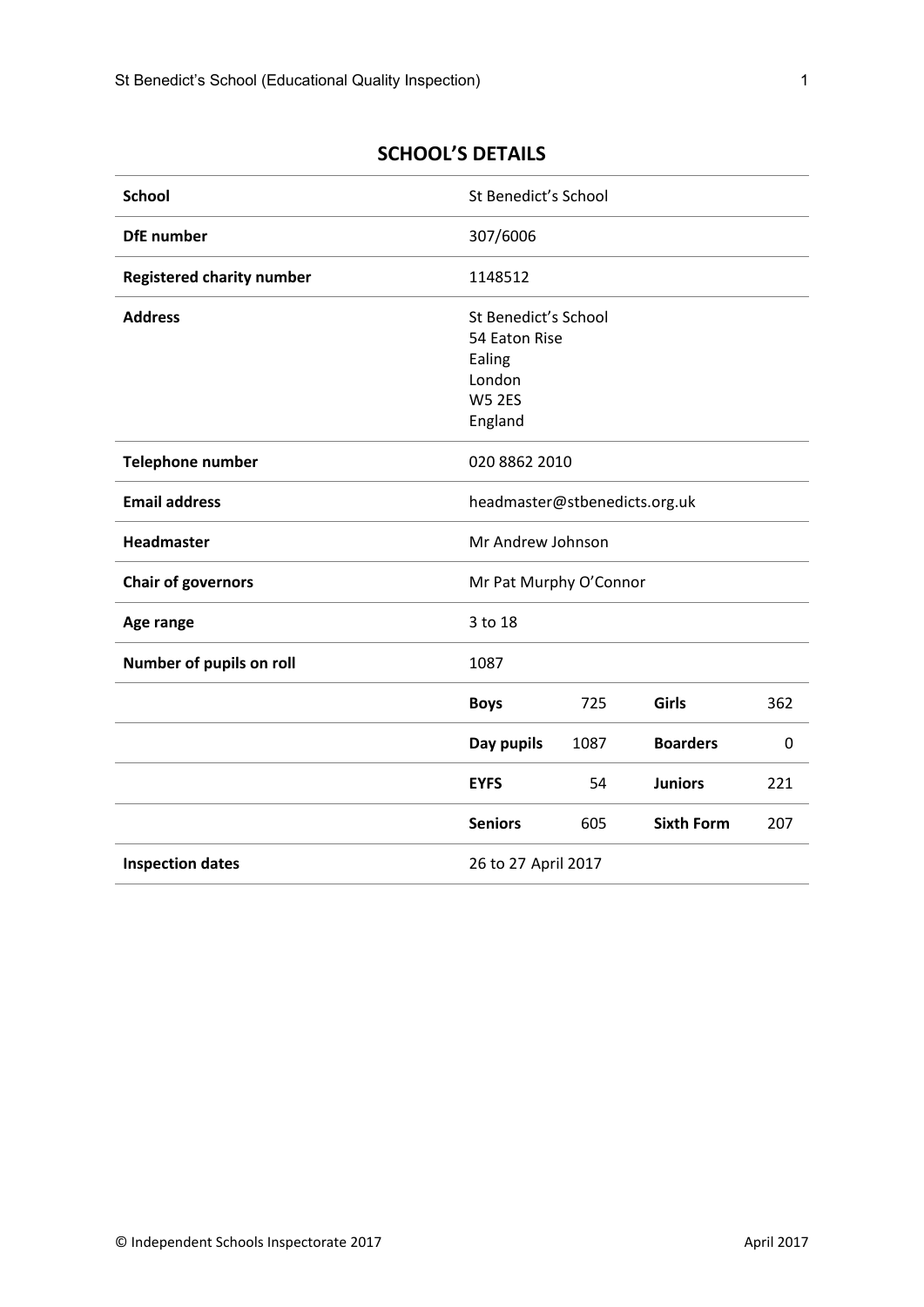## SCHOOL'S DETAILS

| School | St Benedict's School | | | |
|---|---|---|---|---|
| DfE number | 307/6006 | | | |
| Registered charity number | 1148512 | | | |
| Address | St Benedict's School<br>54 Eaton Rise<br>Ealing<br>London<br>W5 2ES<br>England | | | |
| Telephone number | 020 8862 2010 | | | |
| Email address | headmaster@stbenedicts.org.uk | | | |
| Headmaster | Mr Andrew Johnson | | | |
| Chair of governors | Mr Pat Murphy O'Connor | | | |
| Age range | 3 to 18 | | | |
| Number of pupils on roll | 1087 | | | |
| | **Boys** | 725 | **Girls** | 362 |
| | **Day pupils** | 1087 | **Boarders** | 0 |
| | **EYFS** | 54 | **Juniors** | 221 |
| | **Seniors** | 605 | **Sixth Form** | 207 |
| Inspection dates | 26 to 27 April 2017 | | | |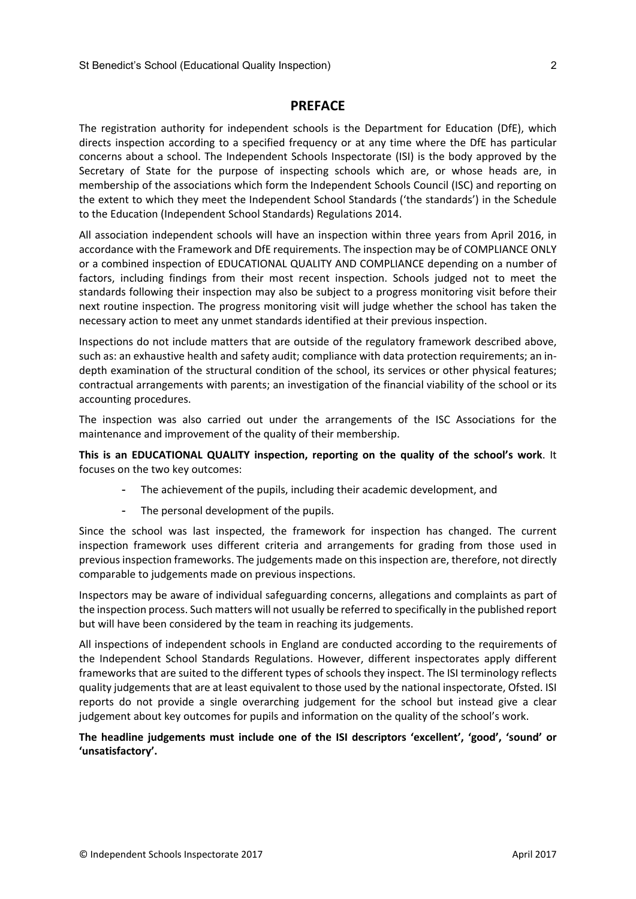## PREFACE

The registration authority for independent schools is the Department for Education (DfE), which directs inspection according to a specified frequency or at any time where the DfE has particular concerns about a school. The Independent Schools Inspectorate (ISI) is the body approved by the Secretary of State for the purpose of inspecting schools which are, or whose heads are, in membership of the associations which form the Independent Schools Council (ISC) and reporting on the extent to which they meet the Independent School Standards ('the standards') in the Schedule to the Education (Independent School Standards) Regulations 2014.

All association independent schools will have an inspection within three years from April 2016, in accordance with the Framework and DfE requirements. The inspection may be of COMPLIANCE ONLY or a combined inspection of EDUCATIONAL QUALITY AND COMPLIANCE depending on a number of factors, including findings from their most recent inspection. Schools judged not to meet the standards following their inspection may also be subject to a progress monitoring visit before their next routine inspection. The progress monitoring visit will judge whether the school has taken the necessary action to meet any unmet standards identified at their previous inspection.

Inspections do not include matters that are outside of the regulatory framework described above, such as: an exhaustive health and safety audit; compliance with data protection requirements; an in-depth examination of the structural condition of the school, its services or other physical features; contractual arrangements with parents; an investigation of the financial viability of the school or its accounting procedures.

The inspection was also carried out under the arrangements of the ISC Associations for the maintenance and improvement of the quality of their membership.

**This is an EDUCATIONAL QUALITY inspection, reporting on the quality of the school's work**. It focuses on the two key outcomes:

- The achievement of the pupils, including their academic development, and
- The personal development of the pupils.

Since the school was last inspected, the framework for inspection has changed. The current inspection framework uses different criteria and arrangements for grading from those used in previous inspection frameworks. The judgements made on this inspection are, therefore, not directly comparable to judgements made on previous inspections.

Inspectors may be aware of individual safeguarding concerns, allegations and complaints as part of the inspection process. Such matters will not usually be referred to specifically in the published report but will have been considered by the team in reaching its judgements.

All inspections of independent schools in England are conducted according to the requirements of the Independent School Standards Regulations. However, different inspectorates apply different frameworks that are suited to the different types of schools they inspect. The ISI terminology reflects quality judgements that are at least equivalent to those used by the national inspectorate, Ofsted. ISI reports do not provide a single overarching judgement for the school but instead give a clear judgement about key outcomes for pupils and information on the quality of the school's work.

**The headline judgements must include one of the ISI descriptors 'excellent', 'good', 'sound' or 'unsatisfactory'.**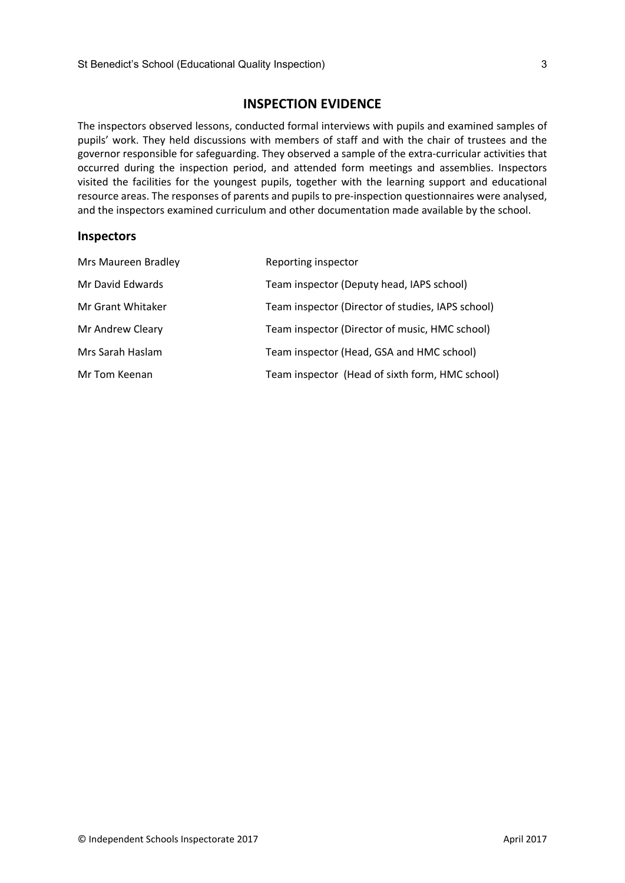## INSPECTION EVIDENCE

The inspectors observed lessons, conducted formal interviews with pupils and examined samples of pupils' work. They held discussions with members of staff and with the chair of trustees and the governor responsible for safeguarding. They observed a sample of the extra-curricular activities that occurred during the inspection period, and attended form meetings and assemblies. Inspectors visited the facilities for the youngest pupils, together with the learning support and educational resource areas. The responses of parents and pupils to pre-inspection questionnaires were analysed, and the inspectors examined curriculum and other documentation made available by the school.

### Inspectors

| | |
|---|---|
| Mrs Maureen Bradley | Reporting inspector |
| Mr David Edwards | Team inspector (Deputy head, IAPS school) |
| Mr Grant Whitaker | Team inspector (Director of studies, IAPS school) |
| Mr Andrew Cleary | Team inspector (Director of music, HMC school) |
| Mrs Sarah Haslam | Team inspector (Head, GSA and HMC school) |
| Mr Tom Keenan | Team inspector (Head of sixth form, HMC school) |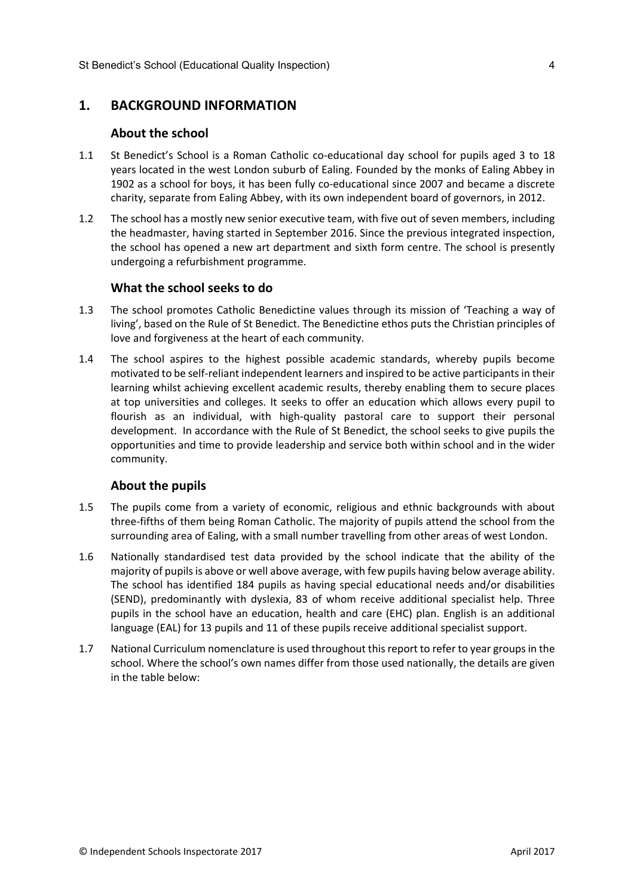## 1. BACKGROUND INFORMATION

### About the school

1.1 St Benedict's School is a Roman Catholic co-educational day school for pupils aged 3 to 18 years located in the west London suburb of Ealing. Founded by the monks of Ealing Abbey in 1902 as a school for boys, it has been fully co-educational since 2007 and became a discrete charity, separate from Ealing Abbey, with its own independent board of governors, in 2012.

1.2 The school has a mostly new senior executive team, with five out of seven members, including the headmaster, having started in September 2016. Since the previous integrated inspection, the school has opened a new art department and sixth form centre. The school is presently undergoing a refurbishment programme.

### What the school seeks to do

1.3 The school promotes Catholic Benedictine values through its mission of 'Teaching a way of living', based on the Rule of St Benedict. The Benedictine ethos puts the Christian principles of love and forgiveness at the heart of each community.

1.4 The school aspires to the highest possible academic standards, whereby pupils become motivated to be self-reliant independent learners and inspired to be active participants in their learning whilst achieving excellent academic results, thereby enabling them to secure places at top universities and colleges. It seeks to offer an education which allows every pupil to flourish as an individual, with high-quality pastoral care to support their personal development. In accordance with the Rule of St Benedict, the school seeks to give pupils the opportunities and time to provide leadership and service both within school and in the wider community.

### About the pupils

1.5 The pupils come from a variety of economic, religious and ethnic backgrounds with about three-fifths of them being Roman Catholic. The majority of pupils attend the school from the surrounding area of Ealing, with a small number travelling from other areas of west London.

1.6 Nationally standardised test data provided by the school indicate that the ability of the majority of pupils is above or well above average, with few pupils having below average ability. The school has identified 184 pupils as having special educational needs and/or disabilities (SEND), predominantly with dyslexia, 83 of whom receive additional specialist help. Three pupils in the school have an education, health and care (EHC) plan. English is an additional language (EAL) for 13 pupils and 11 of these pupils receive additional specialist support.

1.7 National Curriculum nomenclature is used throughout this report to refer to year groups in the school. Where the school's own names differ from those used nationally, the details are given in the table below: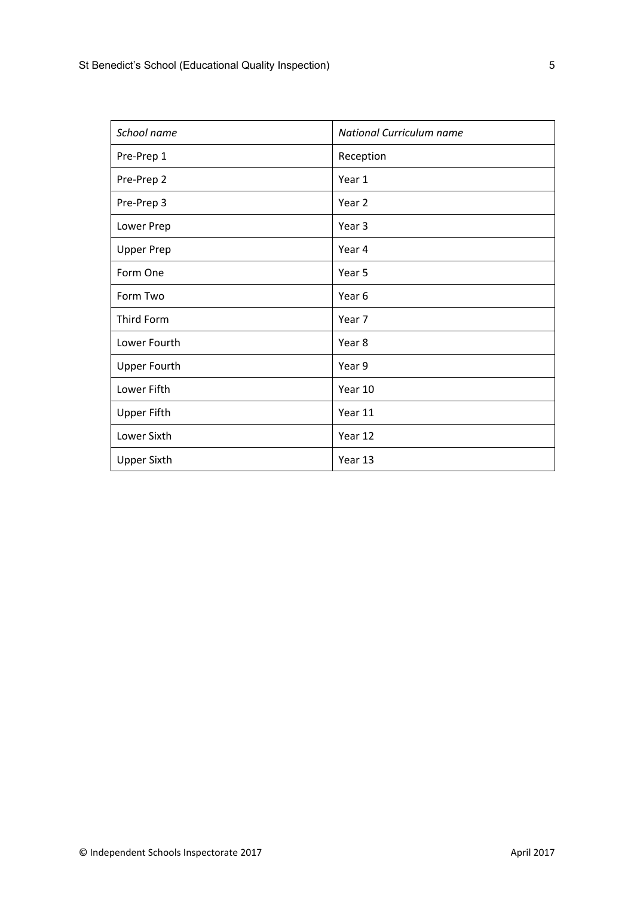| *School name* | *National Curriculum name* |
|---|---|
| Pre-Prep 1 | Reception |
| Pre-Prep 2 | Year 1 |
| Pre-Prep 3 | Year 2 |
| Lower Prep | Year 3 |
| Upper Prep | Year 4 |
| Form One | Year 5 |
| Form Two | Year 6 |
| Third Form | Year 7 |
| Lower Fourth | Year 8 |
| Upper Fourth | Year 9 |
| Lower Fifth | Year 10 |
| Upper Fifth | Year 11 |
| Lower Sixth | Year 12 |
| Upper Sixth | Year 13 |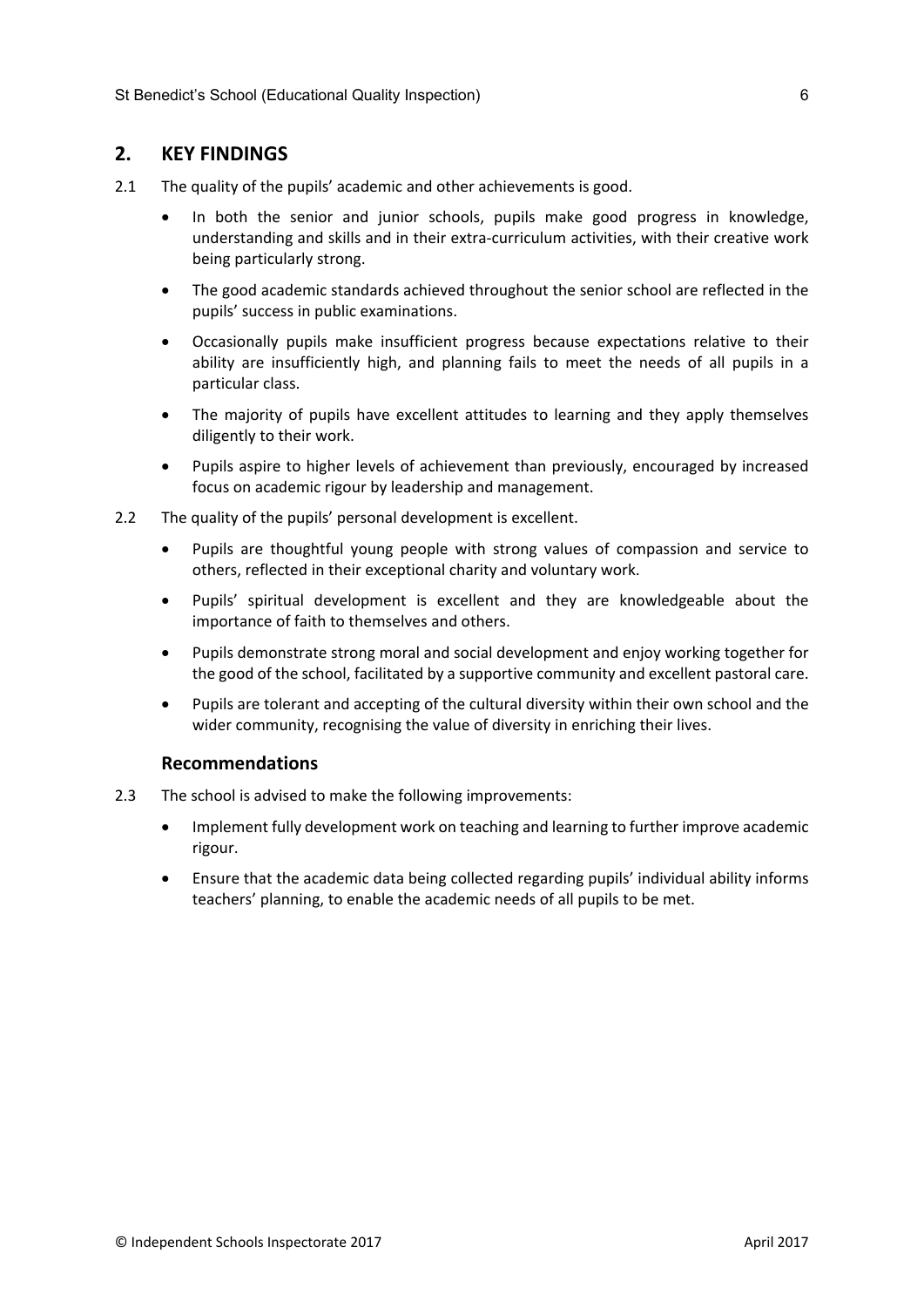## 2. KEY FINDINGS

2.1 The quality of the pupils' academic and other achievements is good.

- In both the senior and junior schools, pupils make good progress in knowledge, understanding and skills and in their extra-curriculum activities, with their creative work being particularly strong.
- The good academic standards achieved throughout the senior school are reflected in the pupils' success in public examinations.
- Occasionally pupils make insufficient progress because expectations relative to their ability are insufficiently high, and planning fails to meet the needs of all pupils in a particular class.
- The majority of pupils have excellent attitudes to learning and they apply themselves diligently to their work.
- Pupils aspire to higher levels of achievement than previously, encouraged by increased focus on academic rigour by leadership and management.

2.2 The quality of the pupils' personal development is excellent.

- Pupils are thoughtful young people with strong values of compassion and service to others, reflected in their exceptional charity and voluntary work.
- Pupils' spiritual development is excellent and they are knowledgeable about the importance of faith to themselves and others.
- Pupils demonstrate strong moral and social development and enjoy working together for the good of the school, facilitated by a supportive community and excellent pastoral care.
- Pupils are tolerant and accepting of the cultural diversity within their own school and the wider community, recognising the value of diversity in enriching their lives.

### Recommendations

2.3 The school is advised to make the following improvements:

- Implement fully development work on teaching and learning to further improve academic rigour.
- Ensure that the academic data being collected regarding pupils' individual ability informs teachers' planning, to enable the academic needs of all pupils to be met.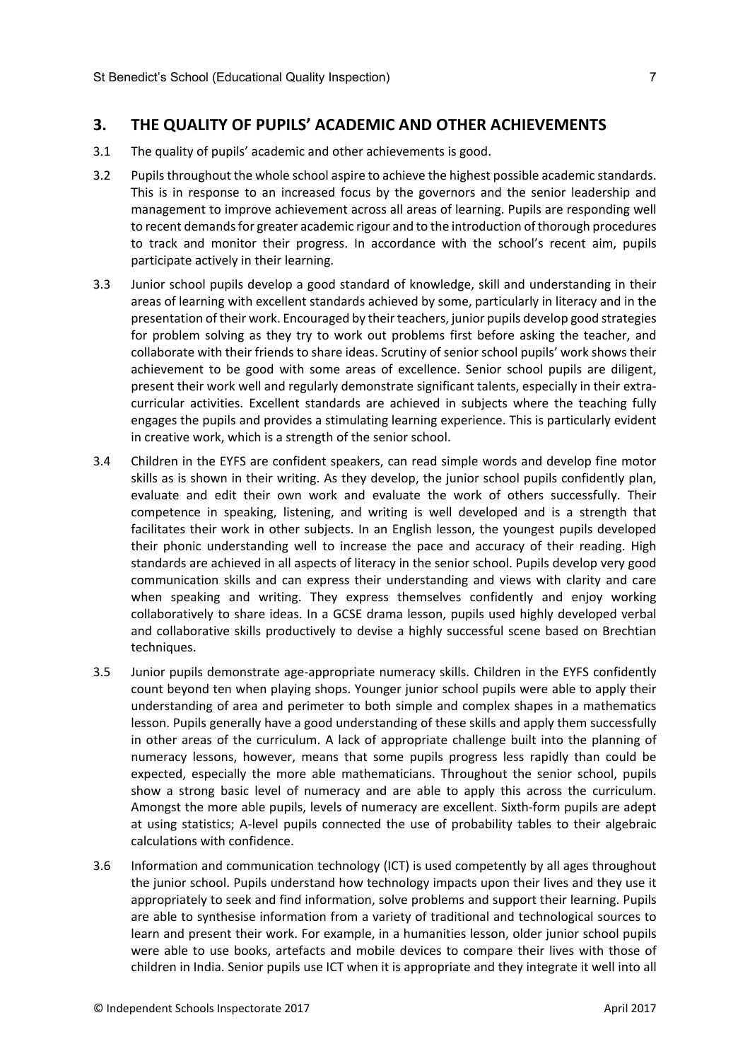## 3. THE QUALITY OF PUPILS' ACADEMIC AND OTHER ACHIEVEMENTS

3.1 The quality of pupils' academic and other achievements is good.

3.2 Pupils throughout the whole school aspire to achieve the highest possible academic standards. This is in response to an increased focus by the governors and the senior leadership and management to improve achievement across all areas of learning. Pupils are responding well to recent demands for greater academic rigour and to the introduction of thorough procedures to track and monitor their progress. In accordance with the school's recent aim, pupils participate actively in their learning.

3.3 Junior school pupils develop a good standard of knowledge, skill and understanding in their areas of learning with excellent standards achieved by some, particularly in literacy and in the presentation of their work. Encouraged by their teachers, junior pupils develop good strategies for problem solving as they try to work out problems first before asking the teacher, and collaborate with their friends to share ideas. Scrutiny of senior school pupils' work shows their achievement to be good with some areas of excellence. Senior school pupils are diligent, present their work well and regularly demonstrate significant talents, especially in their extra-curricular activities. Excellent standards are achieved in subjects where the teaching fully engages the pupils and provides a stimulating learning experience. This is particularly evident in creative work, which is a strength of the senior school.

3.4 Children in the EYFS are confident speakers, can read simple words and develop fine motor skills as is shown in their writing. As they develop, the junior school pupils confidently plan, evaluate and edit their own work and evaluate the work of others successfully. Their competence in speaking, listening, and writing is well developed and is a strength that facilitates their work in other subjects. In an English lesson, the youngest pupils developed their phonic understanding well to increase the pace and accuracy of their reading. High standards are achieved in all aspects of literacy in the senior school. Pupils develop very good communication skills and can express their understanding and views with clarity and care when speaking and writing. They express themselves confidently and enjoy working collaboratively to share ideas. In a GCSE drama lesson, pupils used highly developed verbal and collaborative skills productively to devise a highly successful scene based on Brechtian techniques.

3.5 Junior pupils demonstrate age-appropriate numeracy skills. Children in the EYFS confidently count beyond ten when playing shops. Younger junior school pupils were able to apply their understanding of area and perimeter to both simple and complex shapes in a mathematics lesson. Pupils generally have a good understanding of these skills and apply them successfully in other areas of the curriculum. A lack of appropriate challenge built into the planning of numeracy lessons, however, means that some pupils progress less rapidly than could be expected, especially the more able mathematicians. Throughout the senior school, pupils show a strong basic level of numeracy and are able to apply this across the curriculum. Amongst the more able pupils, levels of numeracy are excellent. Sixth-form pupils are adept at using statistics; A-level pupils connected the use of probability tables to their algebraic calculations with confidence.

3.6 Information and communication technology (ICT) is used competently by all ages throughout the junior school. Pupils understand how technology impacts upon their lives and they use it appropriately to seek and find information, solve problems and support their learning. Pupils are able to synthesise information from a variety of traditional and technological sources to learn and present their work. For example, in a humanities lesson, older junior school pupils were able to use books, artefacts and mobile devices to compare their lives with those of children in India. Senior pupils use ICT when it is appropriate and they integrate it well into all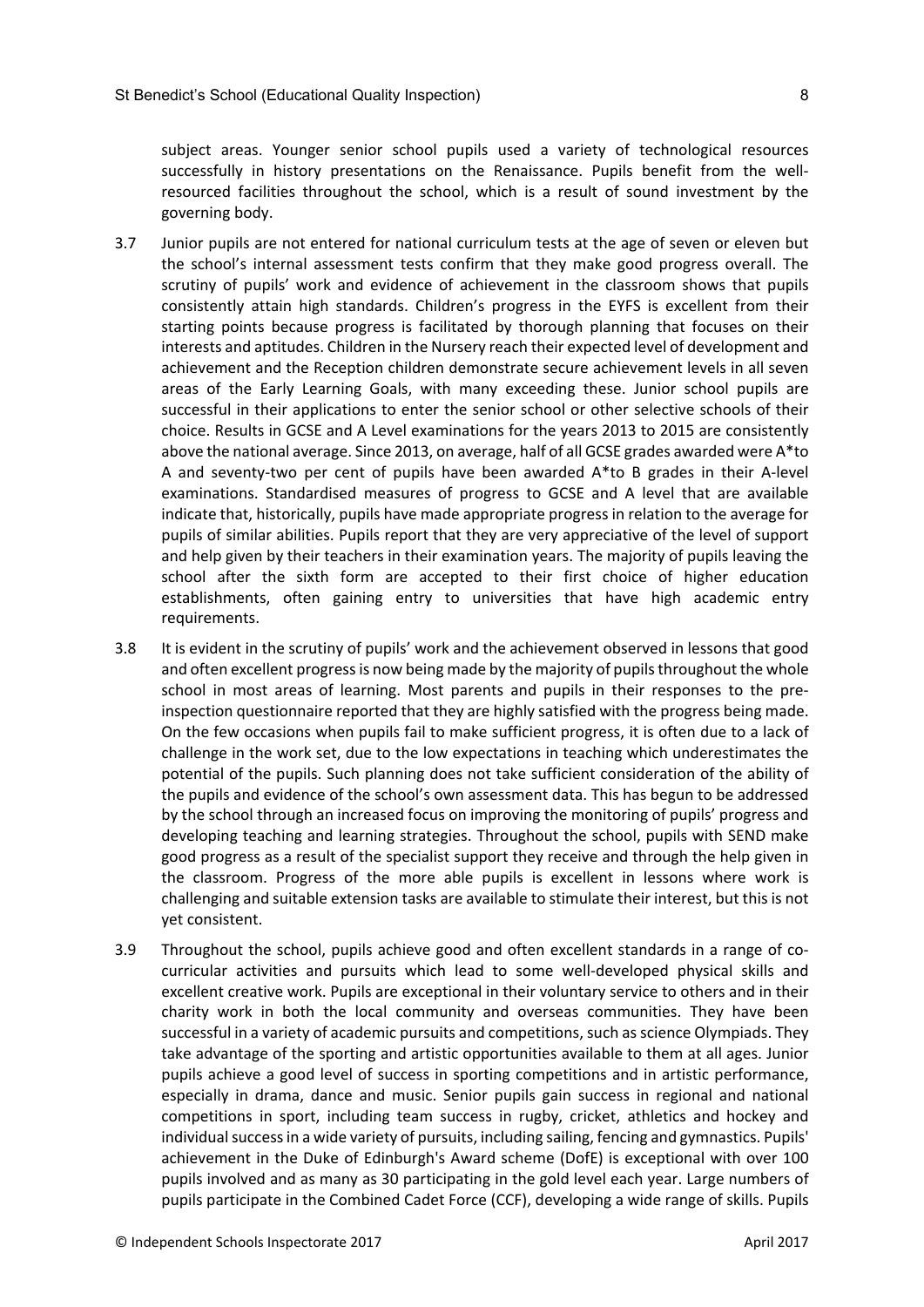subject areas. Younger senior school pupils used a variety of technological resources successfully in history presentations on the Renaissance. Pupils benefit from the well-resourced facilities throughout the school, which is a result of sound investment by the governing body.

3.7 Junior pupils are not entered for national curriculum tests at the age of seven or eleven but the school's internal assessment tests confirm that they make good progress overall. The scrutiny of pupils' work and evidence of achievement in the classroom shows that pupils consistently attain high standards. Children's progress in the EYFS is excellent from their starting points because progress is facilitated by thorough planning that focuses on their interests and aptitudes. Children in the Nursery reach their expected level of development and achievement and the Reception children demonstrate secure achievement levels in all seven areas of the Early Learning Goals, with many exceeding these. Junior school pupils are successful in their applications to enter the senior school or other selective schools of their choice. Results in GCSE and A Level examinations for the years 2013 to 2015 are consistently above the national average. Since 2013, on average, half of all GCSE grades awarded were A*to A and seventy-two per cent of pupils have been awarded A*to B grades in their A-level examinations. Standardised measures of progress to GCSE and A level that are available indicate that, historically, pupils have made appropriate progress in relation to the average for pupils of similar abilities. Pupils report that they are very appreciative of the level of support and help given by their teachers in their examination years. The majority of pupils leaving the school after the sixth form are accepted to their first choice of higher education establishments, often gaining entry to universities that have high academic entry requirements.

3.8 It is evident in the scrutiny of pupils' work and the achievement observed in lessons that good and often excellent progress is now being made by the majority of pupils throughout the whole school in most areas of learning. Most parents and pupils in their responses to the pre-inspection questionnaire reported that they are highly satisfied with the progress being made. On the few occasions when pupils fail to make sufficient progress, it is often due to a lack of challenge in the work set, due to the low expectations in teaching which underestimates the potential of the pupils. Such planning does not take sufficient consideration of the ability of the pupils and evidence of the school's own assessment data. This has begun to be addressed by the school through an increased focus on improving the monitoring of pupils' progress and developing teaching and learning strategies. Throughout the school, pupils with SEND make good progress as a result of the specialist support they receive and through the help given in the classroom. Progress of the more able pupils is excellent in lessons where work is challenging and suitable extension tasks are available to stimulate their interest, but this is not yet consistent.

3.9 Throughout the school, pupils achieve good and often excellent standards in a range of co-curricular activities and pursuits which lead to some well-developed physical skills and excellent creative work. Pupils are exceptional in their voluntary service to others and in their charity work in both the local community and overseas communities. They have been successful in a variety of academic pursuits and competitions, such as science Olympiads. They take advantage of the sporting and artistic opportunities available to them at all ages. Junior pupils achieve a good level of success in sporting competitions and in artistic performance, especially in drama, dance and music. Senior pupils gain success in regional and national competitions in sport, including team success in rugby, cricket, athletics and hockey and individual success in a wide variety of pursuits, including sailing, fencing and gymnastics. Pupils' achievement in the Duke of Edinburgh's Award scheme (DofE) is exceptional with over 100 pupils involved and as many as 30 participating in the gold level each year. Large numbers of pupils participate in the Combined Cadet Force (CCF), developing a wide range of skills. Pupils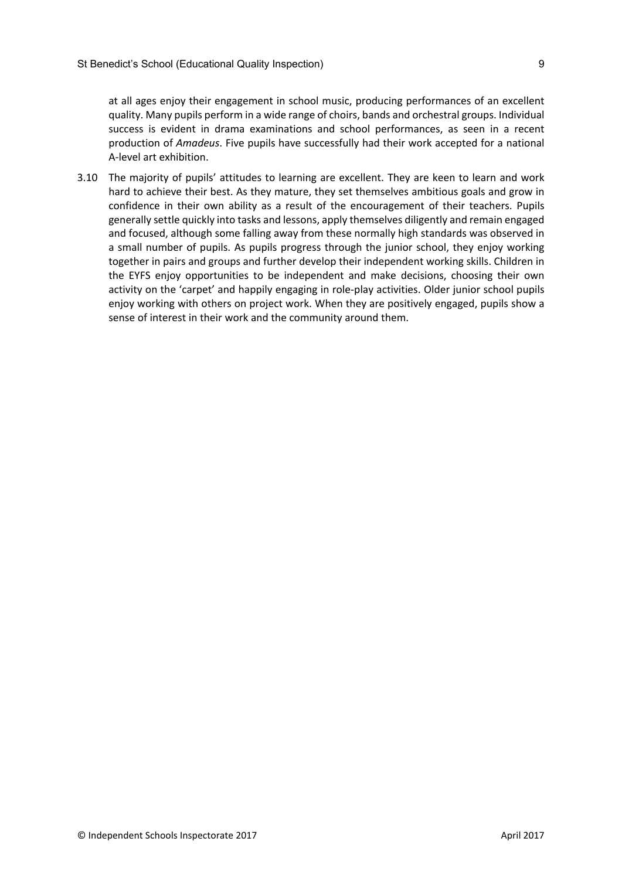at all ages enjoy their engagement in school music, producing performances of an excellent quality. Many pupils perform in a wide range of choirs, bands and orchestral groups. Individual success is evident in drama examinations and school performances, as seen in a recent production of *Amadeus*. Five pupils have successfully had their work accepted for a national A-level art exhibition.

3.10 The majority of pupils' attitudes to learning are excellent. They are keen to learn and work hard to achieve their best. As they mature, they set themselves ambitious goals and grow in confidence in their own ability as a result of the encouragement of their teachers. Pupils generally settle quickly into tasks and lessons, apply themselves diligently and remain engaged and focused, although some falling away from these normally high standards was observed in a small number of pupils. As pupils progress through the junior school, they enjoy working together in pairs and groups and further develop their independent working skills. Children in the EYFS enjoy opportunities to be independent and make decisions, choosing their own activity on the 'carpet' and happily engaging in role-play activities. Older junior school pupils enjoy working with others on project work. When they are positively engaged, pupils show a sense of interest in their work and the community around them.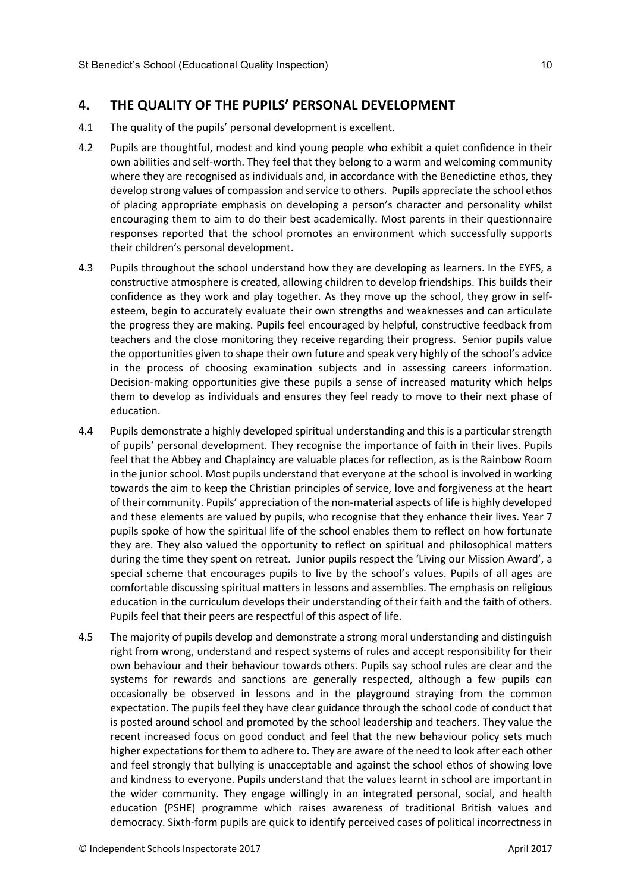## 4. THE QUALITY OF THE PUPILS' PERSONAL DEVELOPMENT

4.1 The quality of the pupils' personal development is excellent.

4.2 Pupils are thoughtful, modest and kind young people who exhibit a quiet confidence in their own abilities and self-worth. They feel that they belong to a warm and welcoming community where they are recognised as individuals and, in accordance with the Benedictine ethos, they develop strong values of compassion and service to others. Pupils appreciate the school ethos of placing appropriate emphasis on developing a person's character and personality whilst encouraging them to aim to do their best academically. Most parents in their questionnaire responses reported that the school promotes an environment which successfully supports their children's personal development.

4.3 Pupils throughout the school understand how they are developing as learners. In the EYFS, a constructive atmosphere is created, allowing children to develop friendships. This builds their confidence as they work and play together. As they move up the school, they grow in self-esteem, begin to accurately evaluate their own strengths and weaknesses and can articulate the progress they are making. Pupils feel encouraged by helpful, constructive feedback from teachers and the close monitoring they receive regarding their progress. Senior pupils value the opportunities given to shape their own future and speak very highly of the school's advice in the process of choosing examination subjects and in assessing careers information. Decision-making opportunities give these pupils a sense of increased maturity which helps them to develop as individuals and ensures they feel ready to move to their next phase of education.

4.4 Pupils demonstrate a highly developed spiritual understanding and this is a particular strength of pupils' personal development. They recognise the importance of faith in their lives. Pupils feel that the Abbey and Chaplaincy are valuable places for reflection, as is the Rainbow Room in the junior school. Most pupils understand that everyone at the school is involved in working towards the aim to keep the Christian principles of service, love and forgiveness at the heart of their community. Pupils' appreciation of the non-material aspects of life is highly developed and these elements are valued by pupils, who recognise that they enhance their lives. Year 7 pupils spoke of how the spiritual life of the school enables them to reflect on how fortunate they are. They also valued the opportunity to reflect on spiritual and philosophical matters during the time they spent on retreat. Junior pupils respect the 'Living our Mission Award', a special scheme that encourages pupils to live by the school's values. Pupils of all ages are comfortable discussing spiritual matters in lessons and assemblies. The emphasis on religious education in the curriculum develops their understanding of their faith and the faith of others. Pupils feel that their peers are respectful of this aspect of life.

4.5 The majority of pupils develop and demonstrate a strong moral understanding and distinguish right from wrong, understand and respect systems of rules and accept responsibility for their own behaviour and their behaviour towards others. Pupils say school rules are clear and the systems for rewards and sanctions are generally respected, although a few pupils can occasionally be observed in lessons and in the playground straying from the common expectation. The pupils feel they have clear guidance through the school code of conduct that is posted around school and promoted by the school leadership and teachers. They value the recent increased focus on good conduct and feel that the new behaviour policy sets much higher expectations for them to adhere to. They are aware of the need to look after each other and feel strongly that bullying is unacceptable and against the school ethos of showing love and kindness to everyone. Pupils understand that the values learnt in school are important in the wider community. They engage willingly in an integrated personal, social, and health education (PSHE) programme which raises awareness of traditional British values and democracy. Sixth-form pupils are quick to identify perceived cases of political incorrectness in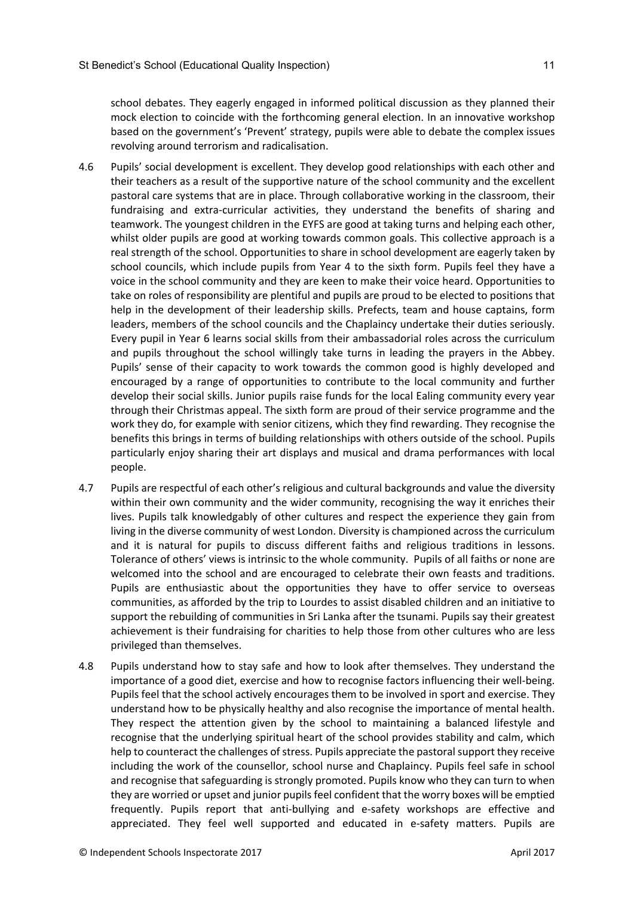school debates. They eagerly engaged in informed political discussion as they planned their mock election to coincide with the forthcoming general election. In an innovative workshop based on the government's 'Prevent' strategy, pupils were able to debate the complex issues revolving around terrorism and radicalisation.

4.6 Pupils' social development is excellent. They develop good relationships with each other and their teachers as a result of the supportive nature of the school community and the excellent pastoral care systems that are in place. Through collaborative working in the classroom, their fundraising and extra-curricular activities, they understand the benefits of sharing and teamwork. The youngest children in the EYFS are good at taking turns and helping each other, whilst older pupils are good at working towards common goals. This collective approach is a real strength of the school. Opportunities to share in school development are eagerly taken by school councils, which include pupils from Year 4 to the sixth form. Pupils feel they have a voice in the school community and they are keen to make their voice heard. Opportunities to take on roles of responsibility are plentiful and pupils are proud to be elected to positions that help in the development of their leadership skills. Prefects, team and house captains, form leaders, members of the school councils and the Chaplaincy undertake their duties seriously. Every pupil in Year 6 learns social skills from their ambassadorial roles across the curriculum and pupils throughout the school willingly take turns in leading the prayers in the Abbey. Pupils' sense of their capacity to work towards the common good is highly developed and encouraged by a range of opportunities to contribute to the local community and further develop their social skills. Junior pupils raise funds for the local Ealing community every year through their Christmas appeal. The sixth form are proud of their service programme and the work they do, for example with senior citizens, which they find rewarding. They recognise the benefits this brings in terms of building relationships with others outside of the school. Pupils particularly enjoy sharing their art displays and musical and drama performances with local people.

4.7 Pupils are respectful of each other's religious and cultural backgrounds and value the diversity within their own community and the wider community, recognising the way it enriches their lives. Pupils talk knowledgably of other cultures and respect the experience they gain from living in the diverse community of west London. Diversity is championed across the curriculum and it is natural for pupils to discuss different faiths and religious traditions in lessons. Tolerance of others' views is intrinsic to the whole community. Pupils of all faiths or none are welcomed into the school and are encouraged to celebrate their own feasts and traditions. Pupils are enthusiastic about the opportunities they have to offer service to overseas communities, as afforded by the trip to Lourdes to assist disabled children and an initiative to support the rebuilding of communities in Sri Lanka after the tsunami. Pupils say their greatest achievement is their fundraising for charities to help those from other cultures who are less privileged than themselves.

4.8 Pupils understand how to stay safe and how to look after themselves. They understand the importance of a good diet, exercise and how to recognise factors influencing their well-being. Pupils feel that the school actively encourages them to be involved in sport and exercise. They understand how to be physically healthy and also recognise the importance of mental health. They respect the attention given by the school to maintaining a balanced lifestyle and recognise that the underlying spiritual heart of the school provides stability and calm, which help to counteract the challenges of stress. Pupils appreciate the pastoral support they receive including the work of the counsellor, school nurse and Chaplaincy. Pupils feel safe in school and recognise that safeguarding is strongly promoted. Pupils know who they can turn to when they are worried or upset and junior pupils feel confident that the worry boxes will be emptied frequently. Pupils report that anti-bullying and e-safety workshops are effective and appreciated. They feel well supported and educated in e-safety matters. Pupils are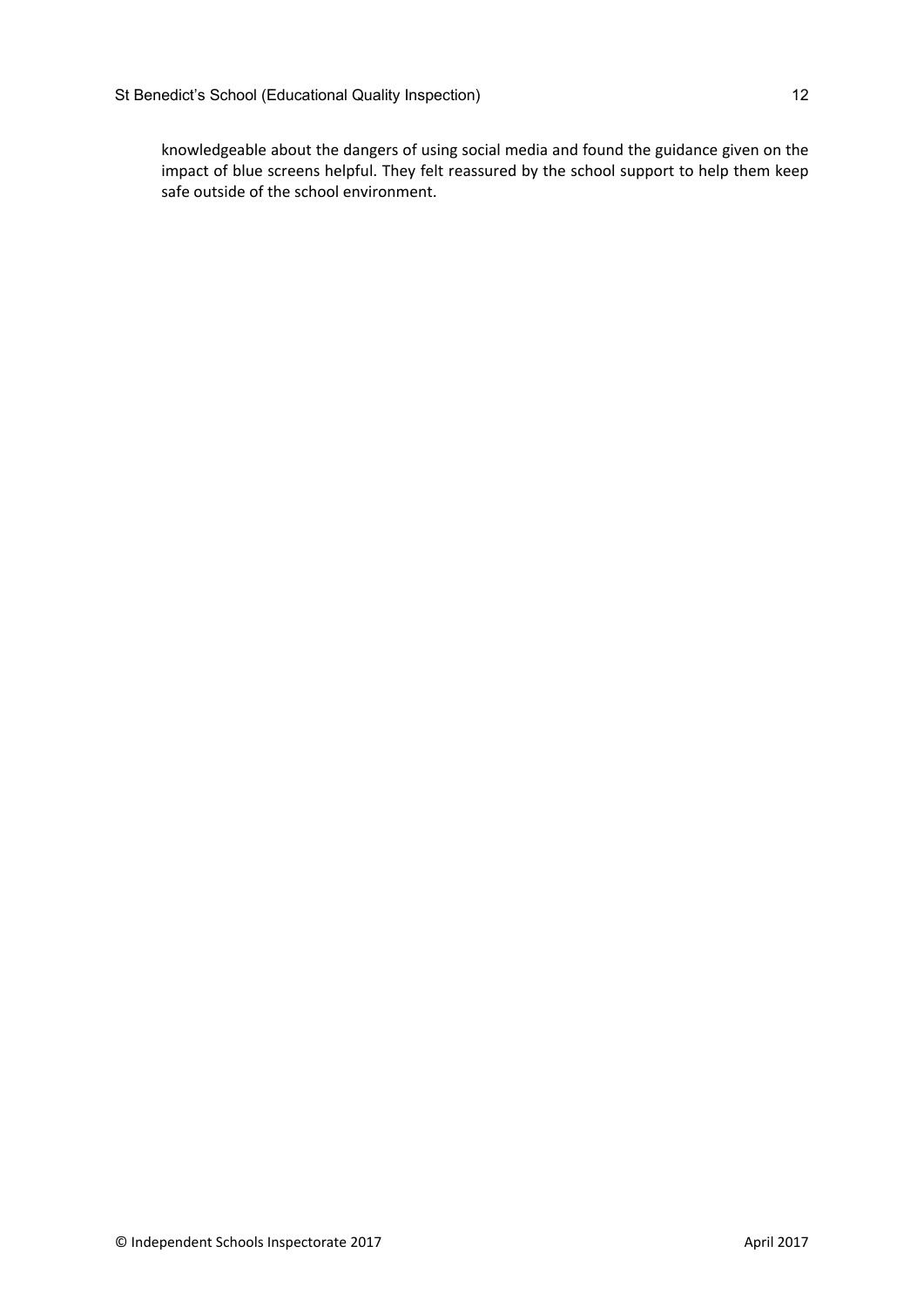knowledgeable about the dangers of using social media and found the guidance given on the impact of blue screens helpful. They felt reassured by the school support to help them keep safe outside of the school environment.